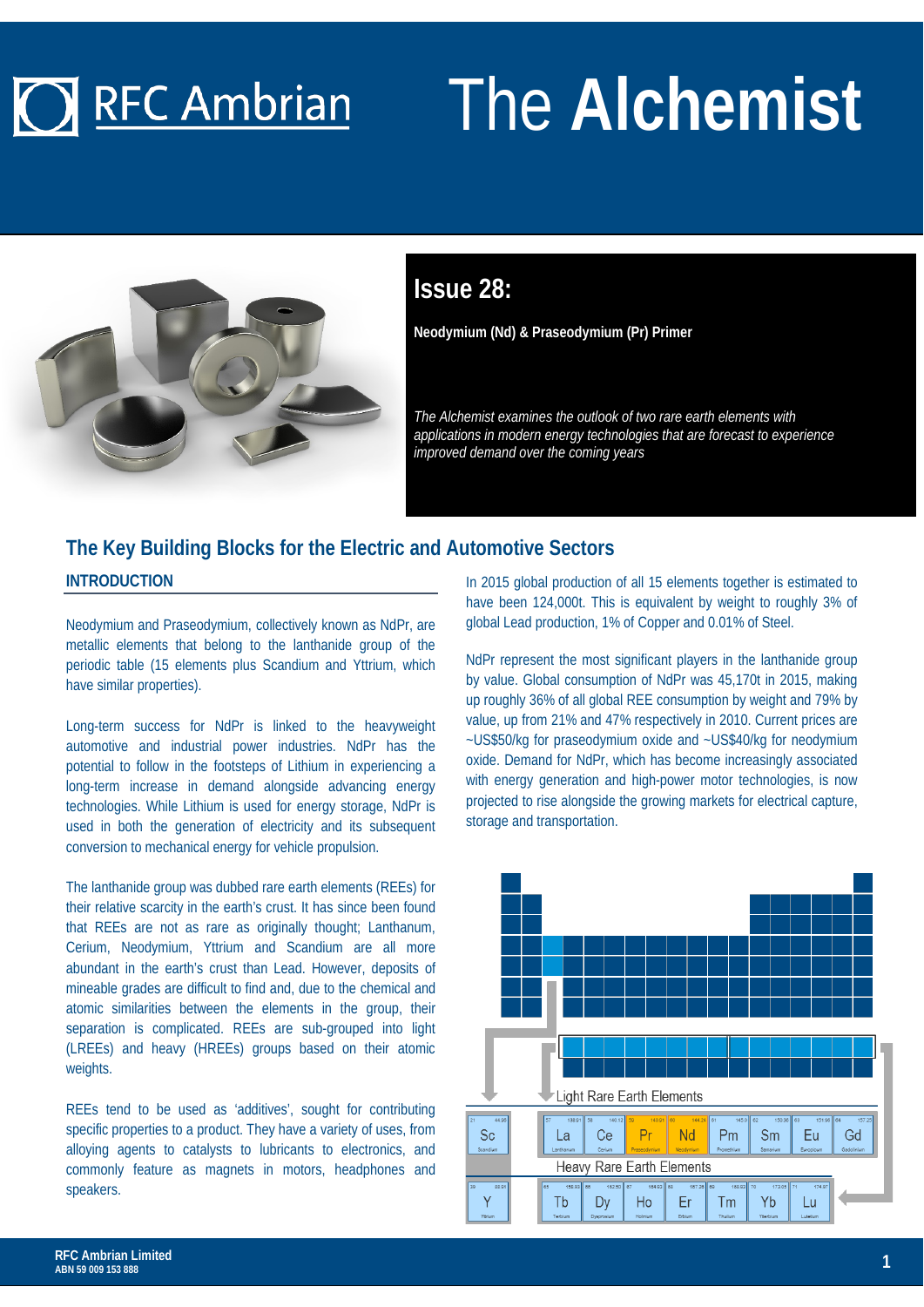# The Alchemist

## Issue 28:

**Neodymium (Nd) & Praseodymium (Pr) Primer**

*The Alchemist examines the outlook of two rare earth elements with applications in modern energy technologies that are forecast to experience improved demand over the coming years*

## The Key Building Blocks for the Electric and Automotive Sectors

### INTRODUCTION

Neodymium and Praseodymium, collectively known as NdPr, are metallic elements that belong to the lanthanide group of the periodic table (15 elements plus Scandium and Yttrium, which have similar properties).

Long-term success for NdPr is linked to the heavyweight automotive and industrial power industries. NdPr has the potential to follow in the footsteps of Lithium in experiencing a long-term increase in demand alongside advancing energy technologies. While Lithium is used for energy storage, NdPr is used in both the generation of electricity and its subsequent conversion to mechanical energy for vehicle propulsion.

The lanthanide group was dubbed rare earth elements (REEs) for their relative scarcity in the earth's crust. It has since been found that REEs are not as rare as originally thought; Lanthanum, Cerium, Neodymium, Yttrium and Scandium are all more abundant in the earth's crust than Lead. However, deposits of mineable grades are difficult to find and, due to the chemical and atomic similarities between the elements in the group, their separation is complicated. REEs are sub-grouped into light (LREEs) and heavy (HREEs) groups based on their atomic weights.

REEs tend to be used as 'additives', sought for contributing specific properties to a product. They have a variety of uses, from alloying agents to catalysts to lubricants to electronics, and commonly feature as magnets in motors, headphones and speakers.

In 2015 global production of all 15 elements together is estimated to have been 124,000t. This is equivalent by weight to roughly 3% of global Lead production, 1% of Copper and 0.01% of Steel.

NdPr represent the most significant players in the lanthanide group by value. Global consumption of NdPr was 45,170t in 2015, making up roughly 36% of all global REE consumption by weight and 79% by value, up from 21% and 47% respectively in 2010. Current prices are ~US$50/kg for praseodymium oxide and ~US$40/kg for neodymium oxide. Demand for NdPr, which has become increasingly associated with energy generation and high-power motor technologies, is now projected to rise alongside the growing markets for electrical capture, storage and transportation.

Light Rare Earth Elements

| Sc | La | Ce | Pr | Nd | Pm | Sm | Eu | Gd |
|---|---|---|---|---|---|---|---|---|
| 21 44.96 Scandium | 57 138.91 Lanthanum | 58 140.12 Cerium | 59 140.91 Praseodymium | 60 144.24 Neodymium | 61 145.0 Promethium | 62 150.36 Samarium | 63 151.96 Europium | 64 157.25 Gadolinium |

Heavy Rare Earth Elements

| Y | Tb | Dy | Ho | Er | Tm | Yb | Lu |
|---|---|---|---|---|---|---|---|
| 39 88.91 Yttrium | 65 158.93 Terbium | 66 162.50 Dysprosium | 67 164.93 Holmium | 68 167.26 Erbium | 69 168.93 Thulium | 70 173.05 Ytterbium | 71 174.97 Lutetium |

RFC Ambrian Limited
ABN 59 009 153 888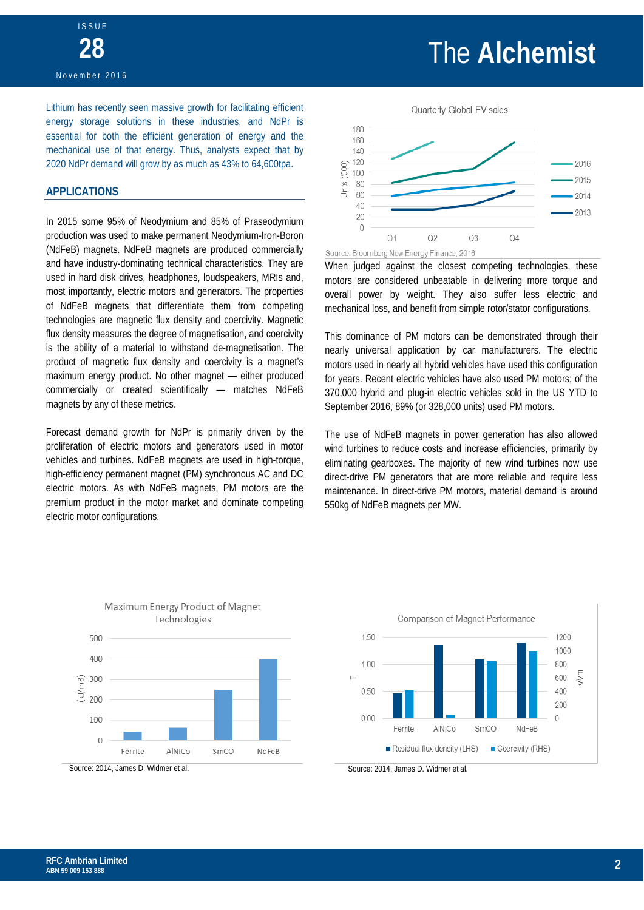Lithium has recently seen massive growth for facilitating efficient energy storage solutions in these industries, and NdPr is essential for both the efficient generation of energy and the mechanical use of that energy. Thus, analysts expect that by 2020 NdPr demand will grow by as much as 43% to 64,600tpa.

## APPLICATIONS

In 2015 some 95% of Neodymium and 85% of Praseodymium production was used to make permanent Neodymium-Iron-Boron (NdFeB) magnets. NdFeB magnets are produced commercially and have industry-dominating technical characteristics. They are used in hard disk drives, headphones, loudspeakers, MRIs and, most importantly, electric motors and generators. The properties of NdFeB magnets that differentiate them from competing technologies are magnetic flux density and coercivity. Magnetic flux density measures the degree of magnetisation, and coercivity is the ability of a material to withstand de-magnetisation. The product of magnetic flux density and coercivity is a magnet's maximum energy product. No other magnet — either produced commercially or created scientifically — matches NdFeB magnets by any of these metrics.

Forecast demand growth for NdPr is primarily driven by the proliferation of electric motors and generators used in motor vehicles and turbines. NdFeB magnets are used in high-torque, high-efficiency permanent magnet (PM) synchronous AC and DC electric motors. As with NdFeB magnets, PM motors are the premium product in the motor market and dominate competing electric motor configurations.

Quarterly Global EV sales

Source: Bloomberg New Energy Finance, 2016

When judged against the closest competing technologies, these motors are considered unbeatable in delivering more torque and overall power by weight. They also suffer less electric and mechanical loss, and benefit from simple rotor/stator configurations.

This dominance of PM motors can be demonstrated through their nearly universal application by car manufacturers. The electric motors used in nearly all hybrid vehicles have used this configuration for years. Recent electric vehicles have also used PM motors; of the 370,000 hybrid and plug-in electric vehicles sold in the US YTD to September 2016, 89% (or 328,000 units) used PM motors.

The use of NdFeB magnets in power generation has also allowed wind turbines to reduce costs and increase efficiencies, primarily by eliminating gearboxes. The majority of new wind turbines now use direct-drive PM generators that are more reliable and require less maintenance. In direct-drive PM motors, material demand is around 550kg of NdFeB magnets per MW.

Maximum Energy Product of Magnet Technologies

Source: 2014, James D. Widmer et al.

Comparison of Magnet Performance

Source: 2014, James D. Widmer et al.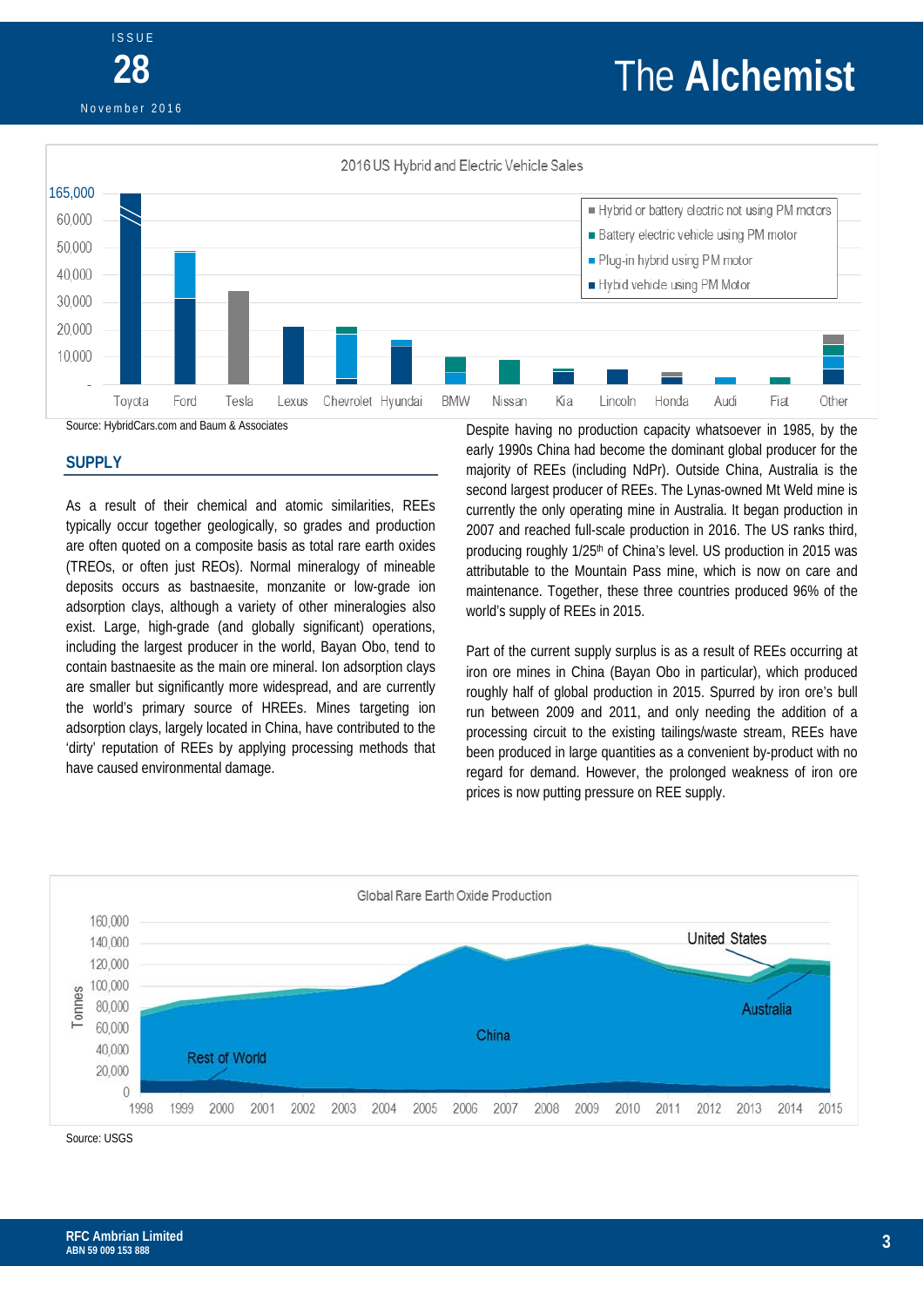2016 US Hybrid and Electric Vehicle Sales

Source: HybridCars.com and Baum & Associates

## SUPPLY

As a result of their chemical and atomic similarities, REEs typically occur together geologically, so grades and production are often quoted on a composite basis as total rare earth oxides (TREOs, or often just REOs). Normal mineralogy of mineable deposits occurs as bastnaesite, monzanite or low-grade ion adsorption clays, although a variety of other mineralogies also exist. Large, high-grade (and globally significant) operations, including the largest producer in the world, Bayan Obo, tend to contain bastnaesite as the main ore mineral. Ion adsorption clays are smaller but significantly more widespread, and are currently the world's primary source of HREEs. Mines targeting ion adsorption clays, largely located in China, have contributed to the 'dirty' reputation of REEs by applying processing methods that have caused environmental damage.

Despite having no production capacity whatsoever in 1985, by the early 1990s China had become the dominant global producer for the majority of REEs (including NdPr). Outside China, Australia is the second largest producer of REEs. The Lynas-owned Mt Weld mine is currently the only operating mine in Australia. It began production in 2007 and reached full-scale production in 2016. The US ranks third, producing roughly 1/25th of China's level. US production in 2015 was attributable to the Mountain Pass mine, which is now on care and maintenance. Together, these three countries produced 96% of the world's supply of REEs in 2015.

Part of the current supply surplus is as a result of REEs occurring at iron ore mines in China (Bayan Obo in particular), which produced roughly half of global production in 2015. Spurred by iron ore's bull run between 2009 and 2011, and only needing the addition of a processing circuit to the existing tailings/waste stream, REEs have been produced in large quantities as a convenient by-product with no regard for demand. However, the prolonged weakness of iron ore prices is now putting pressure on REE supply.

Global Rare Earth Oxide Production

Source: USGS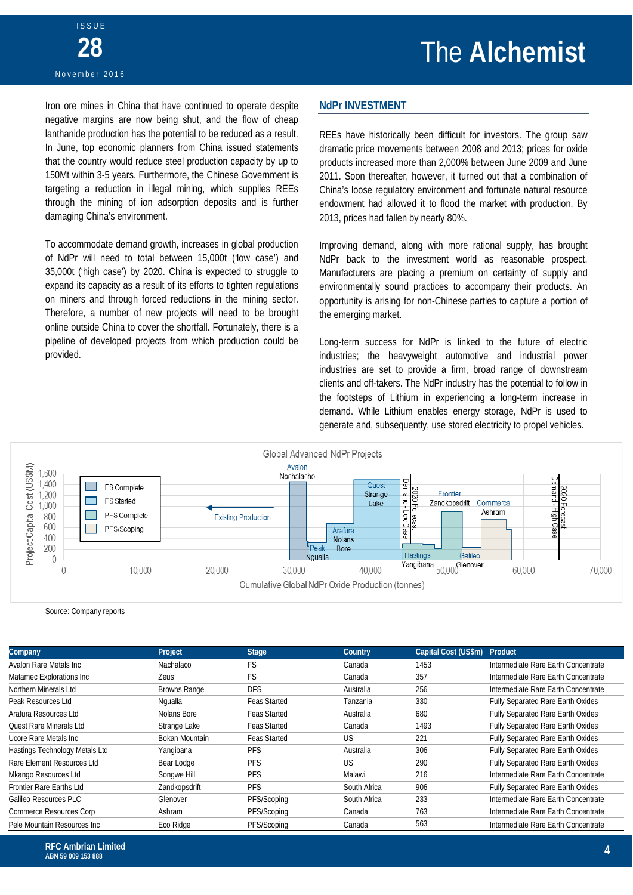Iron ore mines in China that have continued to operate despite negative margins are now being shut, and the flow of cheap lanthanide production has the potential to be reduced as a result. In June, top economic planners from China issued statements that the country would reduce steel production capacity by up to 150Mt within 3-5 years. Furthermore, the Chinese Government is targeting a reduction in illegal mining, which supplies REEs through the mining of ion adsorption deposits and is further damaging China's environment.

To accommodate demand growth, increases in global production of NdPr will need to total between 15,000t ('low case') and 35,000t ('high case') by 2020. China is expected to struggle to expand its capacity as a result of its efforts to tighten regulations on miners and through forced reductions in the mining sector. Therefore, a number of new projects will need to be brought online outside China to cover the shortfall. Fortunately, there is a pipeline of developed projects from which production could be provided.

## NdPr INVESTMENT

REEs have historically been difficult for investors. The group saw dramatic price movements between 2008 and 2013; prices for oxide products increased more than 2,000% between June 2009 and June 2011. Soon thereafter, however, it turned out that a combination of China's loose regulatory environment and fortunate natural resource endowment had allowed it to flood the market with production. By 2013, prices had fallen by nearly 80%.

Improving demand, along with more rational supply, has brought NdPr back to the investment world as reasonable prospect. Manufacturers are placing a premium on certainty of supply and environmentally sound practices to accompany their products. An opportunity is arising for non-Chinese parties to capture a portion of the emerging market.

Long-term success for NdPr is linked to the future of electric industries; the heavyweight automotive and industrial power industries are set to provide a firm, broad range of downstream clients and off-takers. The NdPr industry has the potential to follow in the footsteps of Lithium in experiencing a long-term increase in demand. While Lithium enables energy storage, NdPr is used to generate and, subsequently, use stored electricity to propel vehicles.

Source: Company reports

| Company | Project | Stage | Country | Capital Cost (US$m) | Product |
|---|---|---|---|---|---|
| Avalon Rare Metals Inc | Nachalaco | FS | Canada | 1453 | Intermediate Rare Earth Concentrate |
| Matamec Explorations Inc | Zeus | FS | Canada | 357 | Intermediate Rare Earth Concentrate |
| Northern Minerals Ltd | Browns Range | DFS | Australia | 256 | Intermediate Rare Earth Concentrate |
| Peak Resources Ltd | Ngualla | Feas Started | Tanzania | 330 | Fully Separated Rare Earth Oxides |
| Arafura Resources Ltd | Nolans Bore | Feas Started | Australia | 680 | Fully Separated Rare Earth Oxides |
| Quest Rare Minerals Ltd | Strange Lake | Feas Started | Canada | 1493 | Fully Separated Rare Earth Oxides |
| Ucore Rare Metals Inc | Bokan Mountain | Feas Started | US | 221 | Fully Separated Rare Earth Oxides |
| Hastings Technology Metals Ltd | Yangibana | PFS | Australia | 306 | Fully Separated Rare Earth Oxides |
| Rare Element Resources Ltd | Bear Lodge | PFS | US | 290 | Fully Separated Rare Earth Oxides |
| Mkango Resources Ltd | Songwe Hill | PFS | Malawi | 216 | Intermediate Rare Earth Concentrate |
| Frontier Rare Earths Ltd | Zandkopsdrift | PFS | South Africa | 906 | Fully Separated Rare Earth Oxides |
| Galileo Resources PLC | Glenover | PFS/Scoping | South Africa | 233 | Intermediate Rare Earth Concentrate |
| Commerce Resources Corp | Ashram | PFS/Scoping | Canada | 763 | Intermediate Rare Earth Concentrate |
| Pele Mountain Resources Inc | Eco Ridge | PFS/Scoping | Canada | 563 | Intermediate Rare Earth Concentrate |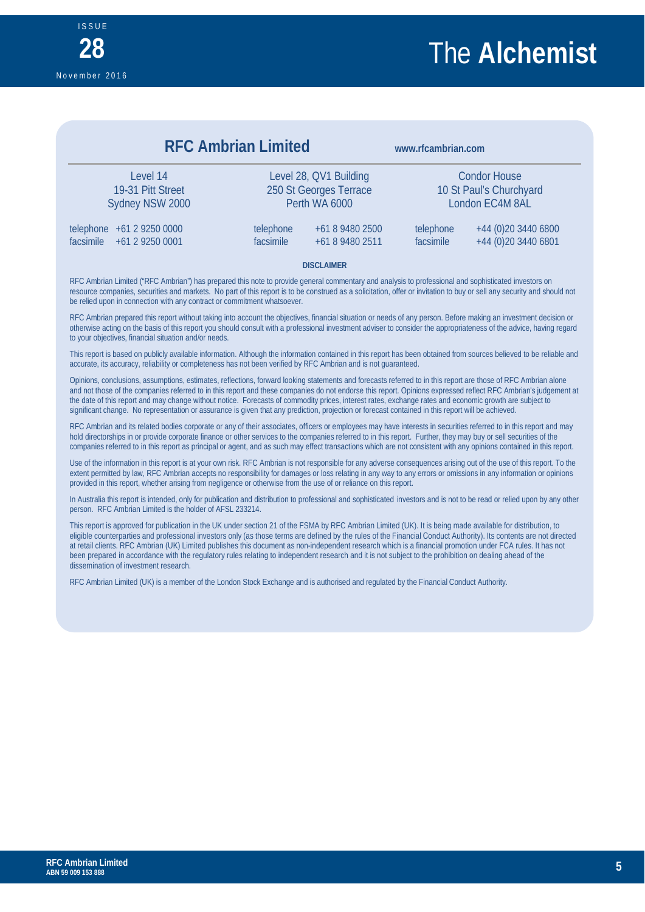## RFC Ambrian Limited

www.rfcambrian.com

| Sydney | Perth | London |
|---|---|---|
| Level 14<br>19-31 Pitt Street<br>Sydney NSW 2000 | Level 28, QV1 Building<br>250 St Georges Terrace<br>Perth WA 6000 | Condor House<br>10 St Paul's Churchyard<br>London EC4M 8AL |
| telephone +61 2 9250 0000 | telephone +61 8 9480 2500 | telephone +44 (0)20 3440 6800 |
| facsimile +61 2 9250 0001 | facsimile +61 8 9480 2511 | facsimile +44 (0)20 3440 6801 |

**DISCLAIMER**

RFC Ambrian Limited ("RFC Ambrian") has prepared this note to provide general commentary and analysis to professional and sophisticated investors on resource companies, securities and markets. No part of this report is to be construed as a solicitation, offer or invitation to buy or sell any security and should not be relied upon in connection with any contract or commitment whatsoever.

RFC Ambrian prepared this report without taking into account the objectives, financial situation or needs of any person. Before making an investment decision or otherwise acting on the basis of this report you should consult with a professional investment adviser to consider the appropriateness of the advice, having regard to your objectives, financial situation and/or needs.

This report is based on publicly available information. Although the information contained in this report has been obtained from sources believed to be reliable and accurate, its accuracy, reliability or completeness has not been verified by RFC Ambrian and is not guaranteed.

Opinions, conclusions, assumptions, estimates, reflections, forward looking statements and forecasts referred to in this report are those of RFC Ambrian alone and not those of the companies referred to in this report and these companies do not endorse this report. Opinions expressed reflect RFC Ambrian's judgement at the date of this report and may change without notice. Forecasts of commodity prices, interest rates, exchange rates and economic growth are subject to significant change. No representation or assurance is given that any prediction, projection or forecast contained in this report will be achieved.

RFC Ambrian and its related bodies corporate or any of their associates, officers or employees may have interests in securities referred to in this report and may hold directorships in or provide corporate finance or other services to the companies referred to in this report. Further, they may buy or sell securities of the companies referred to in this report as principal or agent, and as such may effect transactions which are not consistent with any opinions contained in this report.

Use of the information in this report is at your own risk. RFC Ambrian is not responsible for any adverse consequences arising out of the use of this report. To the extent permitted by law, RFC Ambrian accepts no responsibility for damages or loss relating in any way to any errors or omissions in any information or opinions provided in this report, whether arising from negligence or otherwise from the use of or reliance on this report.

In Australia this report is intended, only for publication and distribution to professional and sophisticated investors and is not to be read or relied upon by any other person. RFC Ambrian Limited is the holder of AFSL 233214.

This report is approved for publication in the UK under section 21 of the FSMA by RFC Ambrian Limited (UK). It is being made available for distribution, to eligible counterparties and professional investors only (as those terms are defined by the rules of the Financial Conduct Authority). Its contents are not directed at retail clients. RFC Ambrian (UK) Limited publishes this document as non-independent research which is a financial promotion under FCA rules. It has not been prepared in accordance with the regulatory rules relating to independent research and it is not subject to the prohibition on dealing ahead of the dissemination of investment research.

RFC Ambrian Limited (UK) is a member of the London Stock Exchange and is authorised and regulated by the Financial Conduct Authority.